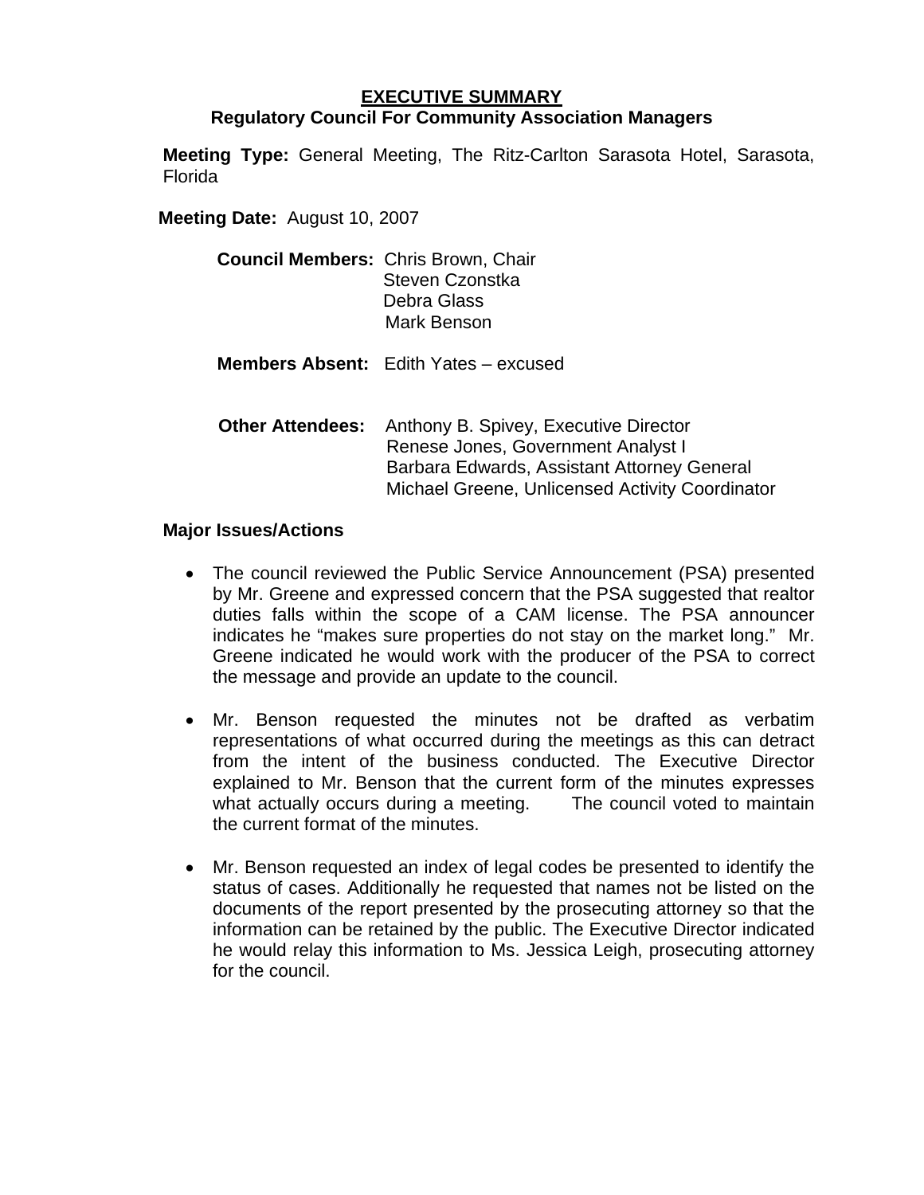# EXECUTIVE SUMMARY

## Regulatory Council For Community Association Managers

**Meeting Type:** General Meeting, The Ritz-Carlton Sarasota Hotel, Sarasota, Florida

**Meeting Date:** August 10, 2007

**Council Members:** Chris Brown, Chair
Steven Czonstka
Debra Glass
Mark Benson

**Members Absent:** Edith Yates – excused

**Other Attendees:** Anthony B. Spivey, Executive Director
Renese Jones, Government Analyst I
Barbara Edwards, Assistant Attorney General
Michael Greene, Unlicensed Activity Coordinator

**Major Issues/Actions**

- The council reviewed the Public Service Announcement (PSA) presented by Mr. Greene and expressed concern that the PSA suggested that realtor duties falls within the scope of a CAM license. The PSA announcer indicates he "makes sure properties do not stay on the market long." Mr. Greene indicated he would work with the producer of the PSA to correct the message and provide an update to the council.

- Mr. Benson requested the minutes not be drafted as verbatim representations of what occurred during the meetings as this can detract from the intent of the business conducted. The Executive Director explained to Mr. Benson that the current form of the minutes expresses what actually occurs during a meeting. The council voted to maintain the current format of the minutes.

- Mr. Benson requested an index of legal codes be presented to identify the status of cases. Additionally he requested that names not be listed on the documents of the report presented by the prosecuting attorney so that the information can be retained by the public. The Executive Director indicated he would relay this information to Ms. Jessica Leigh, prosecuting attorney for the council.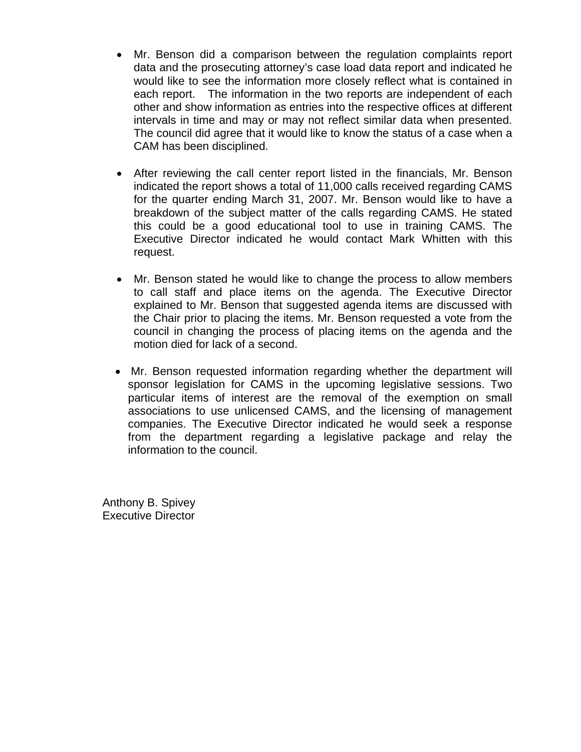- Mr. Benson did a comparison between the regulation complaints report data and the prosecuting attorney's case load data report and indicated he would like to see the information more closely reflect what is contained in each report. The information in the two reports are independent of each other and show information as entries into the respective offices at different intervals in time and may or may not reflect similar data when presented. The council did agree that it would like to know the status of a case when a CAM has been disciplined.

- After reviewing the call center report listed in the financials, Mr. Benson indicated the report shows a total of 11,000 calls received regarding CAMS for the quarter ending March 31, 2007. Mr. Benson would like to have a breakdown of the subject matter of the calls regarding CAMS. He stated this could be a good educational tool to use in training CAMS. The Executive Director indicated he would contact Mark Whitten with this request.

- Mr. Benson stated he would like to change the process to allow members to call staff and place items on the agenda. The Executive Director explained to Mr. Benson that suggested agenda items are discussed with the Chair prior to placing the items. Mr. Benson requested a vote from the council in changing the process of placing items on the agenda and the motion died for lack of a second.

- Mr. Benson requested information regarding whether the department will sponsor legislation for CAMS in the upcoming legislative sessions. Two particular items of interest are the removal of the exemption on small associations to use unlicensed CAMS, and the licensing of management companies. The Executive Director indicated he would seek a response from the department regarding a legislative package and relay the information to the council.

Anthony B. Spivey
Executive Director